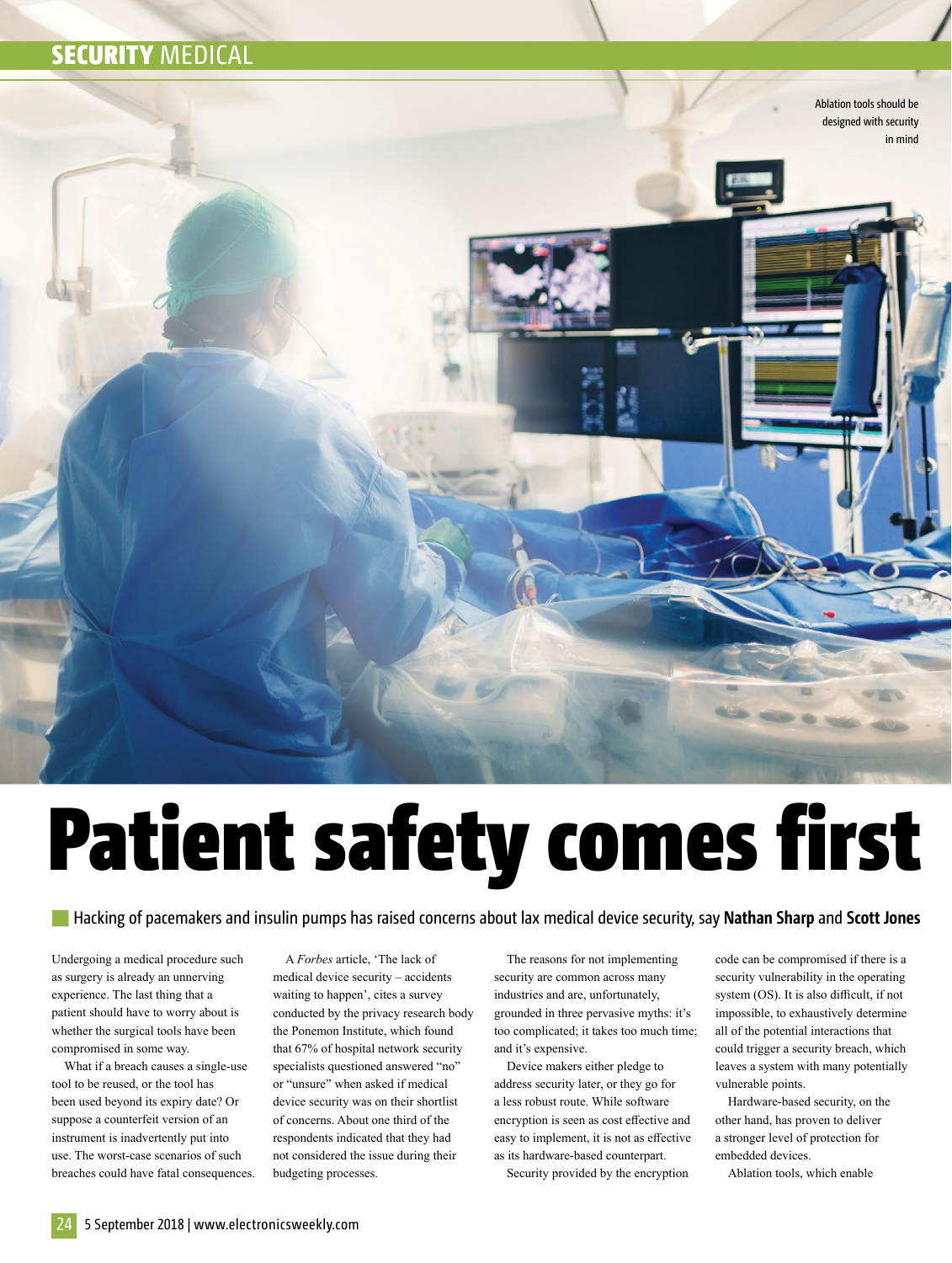Ablation tools should be designed with security in mind

# Patient safety comes first

Hacking of pacemakers and insulin pumps has raised concerns about lax medical device security, say **Nathan Sharp** and **Scott Jones**

Undergoing a medical procedure such as surgery is already an unnerving experience. The last thing that a patient should have to worry about is whether the surgical tools have been compromised in some way.

What if a breach causes a single-use tool to be reused, or the tool has been used beyond its expiry date? Or suppose a counterfeit version of an instrument is inadvertently put into use. The worst-case scenarios of such breaches could have fatal consequences.

A *Forbes* article, 'The lack of medical device security – accidents waiting to happen', cites a survey conducted by the privacy research body the Ponemon Institute, which found that 67% of hospital network security specialists questioned answered "no" or "unsure" when asked if medical device security was on their shortlist of concerns. About one third of the respondents indicated that they had not considered the issue during their budgeting processes.

The reasons for not implementing security are common across many industries and are, unfortunately, grounded in three pervasive myths: it's too complicated; it takes too much time; and it's expensive.

Device makers either pledge to address security later, or they go for a less robust route. While software encryption is seen as cost effective and easy to implement, it is not as effective as its hardware-based counterpart.

Security provided by the encryption code can be compromised if there is a security vulnerability in the operating system (OS). It is also difficult, if not impossible, to exhaustively determine all of the potential interactions that could trigger a security breach, which leaves a system with many potentially vulnerable points.

Hardware-based security, on the other hand, has proven to deliver a stronger level of protection for embedded devices.

Ablation tools, which enable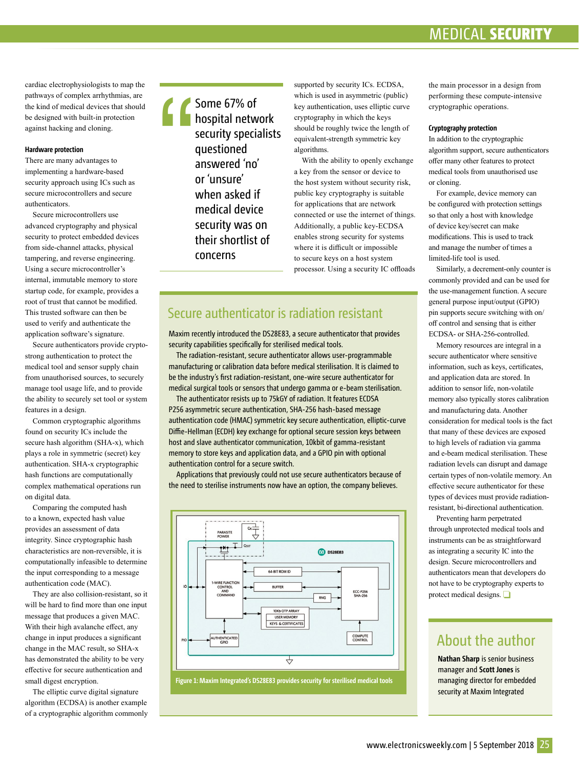cardiac electrophysiologists to map the pathways of complex arrhythmias, are the kind of medical devices that should be designed with built-in protection against hacking and cloning.

### Hardware protection

There are many advantages to implementing a hardware-based security approach using ICs such as secure microcontrollers and secure authenticators.

Secure microcontrollers use advanced cryptography and physical security to protect embedded devices from side-channel attacks, physical tampering, and reverse engineering. Using a secure microcontroller's internal, immutable memory to store startup code, for example, provides a root of trust that cannot be modified. This trusted software can then be used to verify and authenticate the application software's signature.

Secure authenticators provide crypto-strong authentication to protect the medical tool and sensor supply chain from unauthorised sources, to securely manage tool usage life, and to provide the ability to securely set tool or system features in a design.

Common cryptographic algorithms found on security ICs include the secure hash algorithm (SHA-x), which plays a role in symmetric (secret) key authentication. SHA-x cryptographic hash functions are computationally complex mathematical operations run on digital data.

Comparing the computed hash to a known, expected hash value provides an assessment of data integrity. Since cryptographic hash characteristics are non-reversible, it is computationally infeasible to determine the input corresponding to a message authentication code (MAC).

They are also collision-resistant, so it will be hard to find more than one input message that produces a given MAC. With their high avalanche effect, any change in input produces a significant change in the MAC result, so SHA-x has demonstrated the ability to be very effective for secure authentication and small digest encryption.

The elliptic curve digital signature algorithm (ECDSA) is another example of a cryptographic algorithm commonly supported by security ICs. ECDSA, which is used in asymmetric (public) key authentication, uses elliptic curve cryptography in which the keys should be roughly twice the length of equivalent-strength symmetric key algorithms.

With the ability to openly exchange a key from the sensor or device to the host system without security risk, public key cryptography is suitable for applications that are network connected or use the internet of things. Additionally, a public key-ECDSA enables strong security for systems where it is difficult or impossible to secure keys on a host system processor. Using a security IC offloads the main processor in a design from performing these compute-intensive cryptographic operations.

> Some 67% of hospital network security specialists questioned answered 'no' or 'unsure' when asked if medical device security was on their shortlist of concerns

### Cryptography protection

In addition to the cryptographic algorithm support, secure authenticators offer many other features to protect medical tools from unauthorised use or cloning.

For example, device memory can be configured with protection settings so that only a host with knowledge of device key/secret can make modifications. This is used to track and manage the number of times a limited-life tool is used.

Similarly, a decrement-only counter is commonly provided and can be used for the use-management function. A secure general purpose input/output (GPIO) pin supports secure switching with on/off control and sensing that is either ECDSA- or SHA-256-controlled.

Memory resources are integral in a secure authenticator where sensitive information, such as keys, certificates, and application data are stored. In addition to sensor life, non-volatile memory also typically stores calibration and manufacturing data. Another consideration for medical tools is the fact that many of these devices are exposed to high levels of radiation via gamma and e-beam medical sterilisation. These radiation levels can disrupt and damage certain types of non-volatile memory. An effective secure authenticator for these types of devices must provide radiation-resistant, bi-directional authentication.

Preventing harm perpetrated through unprotected medical tools and instruments can be as straightforward as integrating a security IC into the design. Secure microcontrollers and authenticators mean that developers do not have to be cryptography experts to protect medical designs.

## Secure authenticator is radiation resistant

Maxim recently introduced the DS28E83, a secure authenticator that provides security capabilities specifically for sterilised medical tools.

The radiation-resistant, secure authenticator allows user-programmable manufacturing or calibration data before medical sterilisation. It is claimed to be the industry's first radiation-resistant, one-wire secure authenticator for medical surgical tools or sensors that undergo gamma or e-beam sterilisation.

The authenticator resists up to 75kGY of radiation. It features ECDSA P256 asymmetric secure authentication, SHA-256 hash-based message authentication code (HMAC) symmetric key secure authentication, elliptic-curve Diffie-Hellman (ECDH) key exchange for optional secure session keys between host and slave authenticator communication, 10kbit of gamma-resistant memory to store keys and application data, and a GPIO pin with optional authentication control for a secure switch.

Applications that previously could not use secure authenticators because of the need to sterilise instruments now have an option, the company believes.

PARASITE POWER
$C_X$
$C_{EXT}$
DS28E83
IO
1-WIRE FUNCTION CONTROL AND COMMAND
64-BIT ROM ID
BUFFER
RNG
10Kb OTP ARRAY
USER MEMORY
KEYS & CERTIFICATES
ECC-P256 SHA-256
PIO
AUTHENTICATED GPIO
COMPUTE CONTROL

Figure 1: Maxim Integrated's DS28E83 provides security for sterilised medical tools

## About the author

**Nathan Sharp** is senior business manager and **Scott Jones** is managing director for embedded security at Maxim Integrated